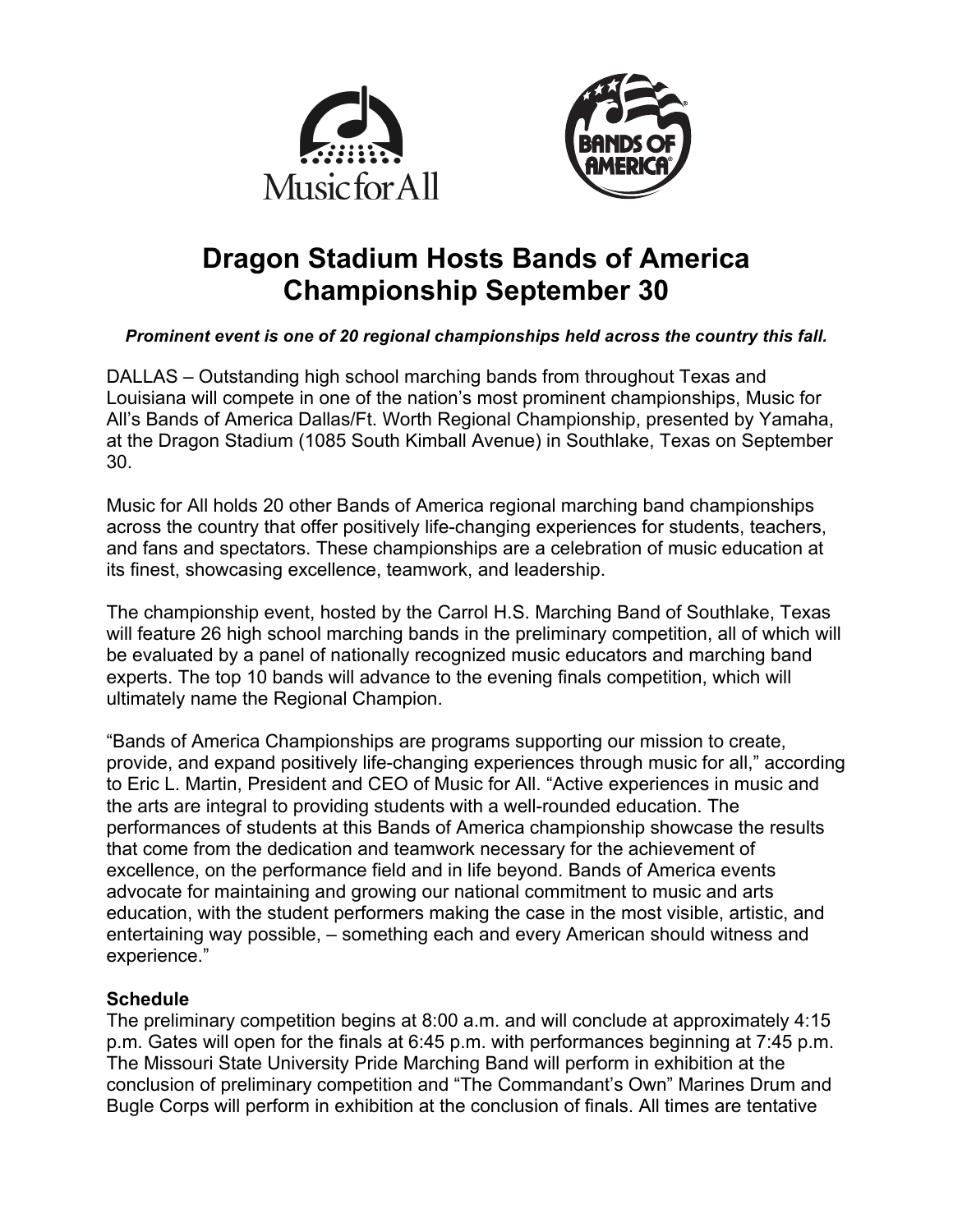# Dragon Stadium Hosts Bands of America Championship September 30

***Prominent event is one of 20 regional championships held across the country this fall.***

DALLAS – Outstanding high school marching bands from throughout Texas and Louisiana will compete in one of the nation's most prominent championships, Music for All's Bands of America Dallas/Ft. Worth Regional Championship, presented by Yamaha, at the Dragon Stadium (1085 South Kimball Avenue) in Southlake, Texas on September 30.

Music for All holds 20 other Bands of America regional marching band championships across the country that offer positively life-changing experiences for students, teachers, and fans and spectators. These championships are a celebration of music education at its finest, showcasing excellence, teamwork, and leadership.

The championship event, hosted by the Carrol H.S. Marching Band of Southlake, Texas will feature 26 high school marching bands in the preliminary competition, all of which will be evaluated by a panel of nationally recognized music educators and marching band experts. The top 10 bands will advance to the evening finals competition, which will ultimately name the Regional Champion.

"Bands of America Championships are programs supporting our mission to create, provide, and expand positively life-changing experiences through music for all," according to Eric L. Martin, President and CEO of Music for All. "Active experiences in music and the arts are integral to providing students with a well-rounded education. The performances of students at this Bands of America championship showcase the results that come from the dedication and teamwork necessary for the achievement of excellence, on the performance field and in life beyond. Bands of America events advocate for maintaining and growing our national commitment to music and arts education, with the student performers making the case in the most visible, artistic, and entertaining way possible, – something each and every American should witness and experience."

**Schedule**

The preliminary competition begins at 8:00 a.m. and will conclude at approximately 4:15 p.m. Gates will open for the finals at 6:45 p.m. with performances beginning at 7:45 p.m. The Missouri State University Pride Marching Band will perform in exhibition at the conclusion of preliminary competition and "The Commandant's Own" Marines Drum and Bugle Corps will perform in exhibition at the conclusion of finals. All times are tentative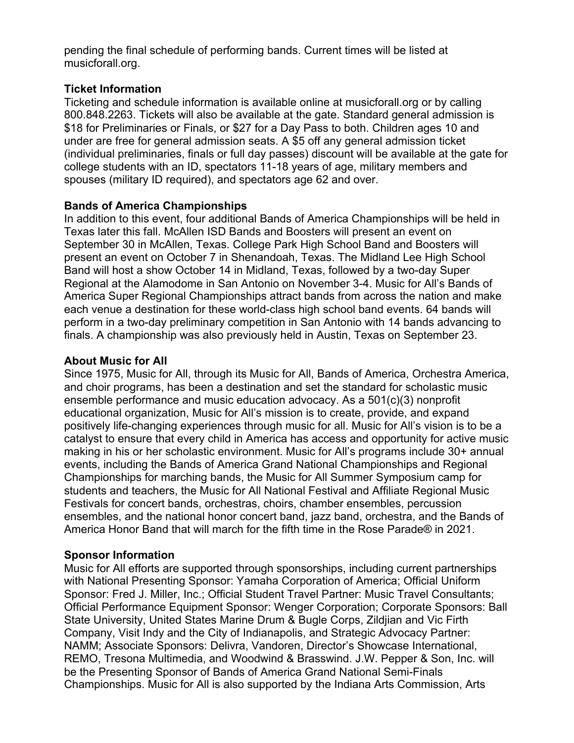pending the final schedule of performing bands. Current times will be listed at musicforall.org.

**Ticket Information**

Ticketing and schedule information is available online at musicforall.org or by calling 800.848.2263. Tickets will also be available at the gate. Standard general admission is $18 for Preliminaries or Finals, or $27 for a Day Pass to both. Children ages 10 and under are free for general admission seats. A $5 off any general admission ticket (individual preliminaries, finals or full day passes) discount will be available at the gate for college students with an ID, spectators 11-18 years of age, military members and spouses (military ID required), and spectators age 62 and over.

**Bands of America Championships**

In addition to this event, four additional Bands of America Championships will be held in Texas later this fall. McAllen ISD Bands and Boosters will present an event on September 30 in McAllen, Texas. College Park High School Band and Boosters will present an event on October 7 in Shenandoah, Texas. The Midland Lee High School Band will host a show October 14 in Midland, Texas, followed by a two-day Super Regional at the Alamodome in San Antonio on November 3-4. Music for All's Bands of America Super Regional Championships attract bands from across the nation and make each venue a destination for these world-class high school band events. 64 bands will perform in a two-day preliminary competition in San Antonio with 14 bands advancing to finals. A championship was also previously held in Austin, Texas on September 23.

**About Music for All**

Since 1975, Music for All, through its Music for All, Bands of America, Orchestra America, and choir programs, has been a destination and set the standard for scholastic music ensemble performance and music education advocacy. As a 501(c)(3) nonprofit educational organization, Music for All's mission is to create, provide, and expand positively life-changing experiences through music for all. Music for All's vision is to be a catalyst to ensure that every child in America has access and opportunity for active music making in his or her scholastic environment. Music for All's programs include 30+ annual events, including the Bands of America Grand National Championships and Regional Championships for marching bands, the Music for All Summer Symposium camp for students and teachers, the Music for All National Festival and Affiliate Regional Music Festivals for concert bands, orchestras, choirs, chamber ensembles, percussion ensembles, and the national honor concert band, jazz band, orchestra, and the Bands of America Honor Band that will march for the fifth time in the Rose Parade® in 2021.

**Sponsor Information**

Music for All efforts are supported through sponsorships, including current partnerships with National Presenting Sponsor: Yamaha Corporation of America; Official Uniform Sponsor: Fred J. Miller, Inc.; Official Student Travel Partner: Music Travel Consultants; Official Performance Equipment Sponsor: Wenger Corporation; Corporate Sponsors: Ball State University, United States Marine Drum & Bugle Corps, Zildjian and Vic Firth Company, Visit Indy and the City of Indianapolis, and Strategic Advocacy Partner: NAMM; Associate Sponsors: Delivra, Vandoren, Director's Showcase International, REMO, Tresona Multimedia, and Woodwind & Brasswind. J.W. Pepper & Son, Inc. will be the Presenting Sponsor of Bands of America Grand National Semi-Finals Championships. Music for All is also supported by the Indiana Arts Commission, Arts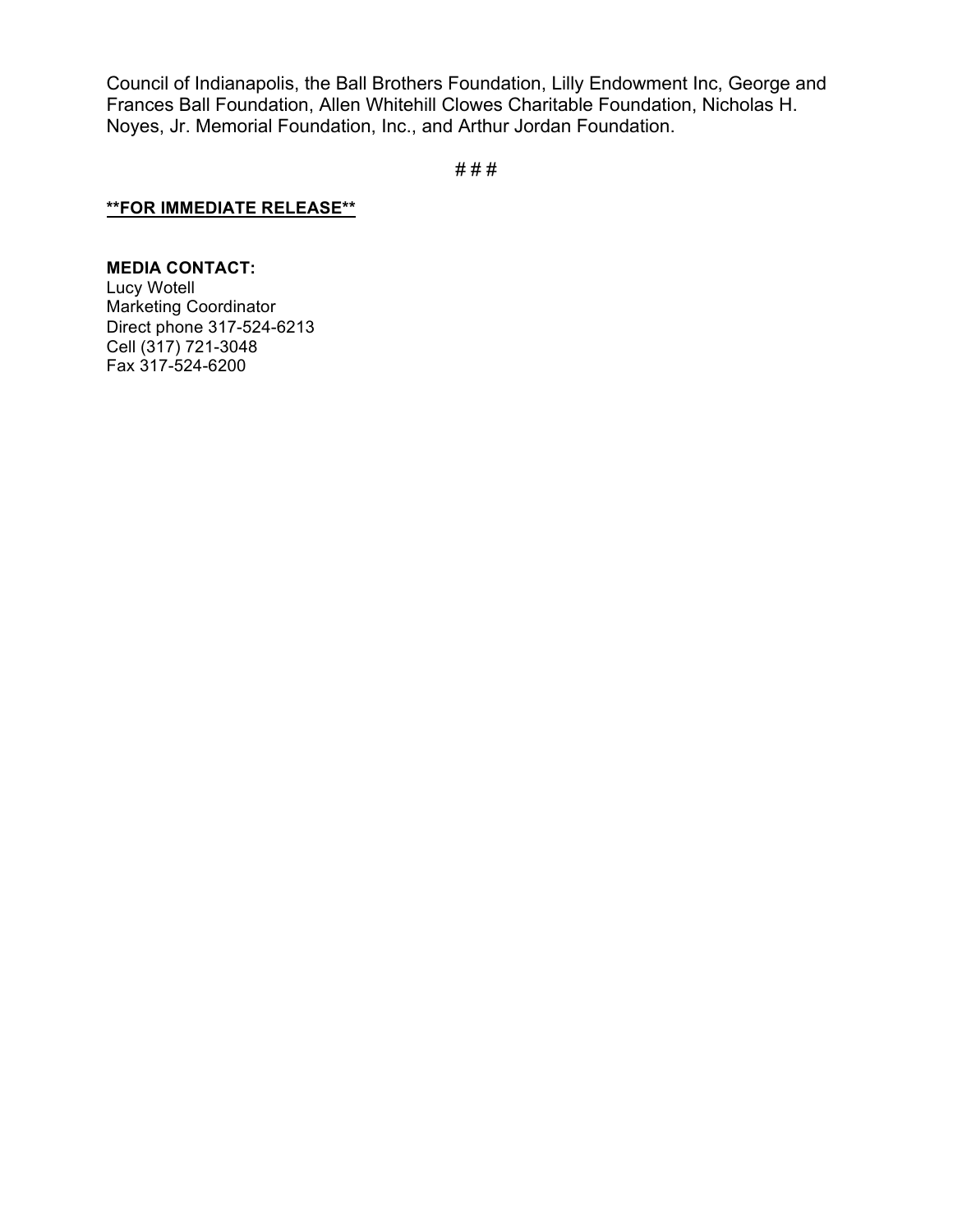Council of Indianapolis, the Ball Brothers Foundation, Lilly Endowment Inc, George and Frances Ball Foundation, Allen Whitehill Clowes Charitable Foundation, Nicholas H. Noyes, Jr. Memorial Foundation, Inc., and Arthur Jordan Foundation.

# # #

**<u>**FOR IMMEDIATE RELEASE**</u>**

**MEDIA CONTACT:**
Lucy Wotell
Marketing Coordinator
Direct phone 317-524-6213
Cell (317) 721-3048
Fax 317-524-6200